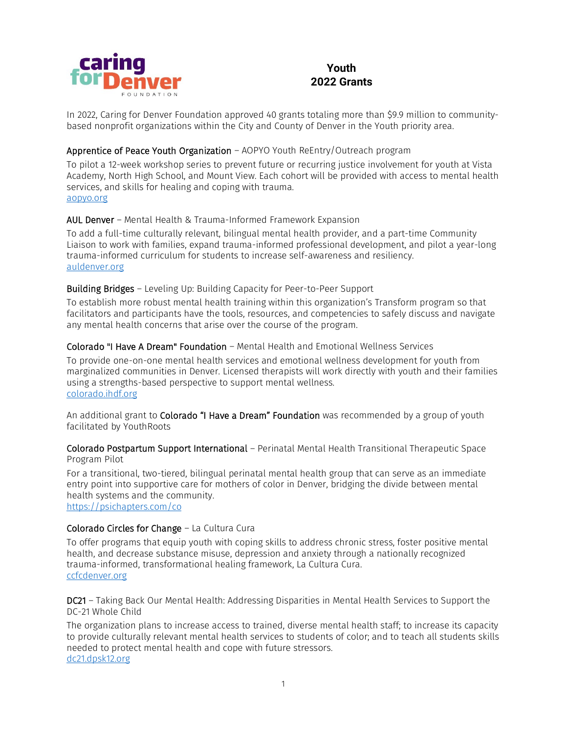# Youth 2022 Grants

In 2022, Caring for Denver Foundation approved 40 grants totaling more than $9.9 million to community-based nonprofit organizations within the City and County of Denver in the Youth priority area.

**Apprentice of Peace Youth Organization** – AOPYO Youth ReEntry/Outreach program

To pilot a 12-week workshop series to prevent future or recurring justice involvement for youth at Vista Academy, North High School, and Mount View. Each cohort will be provided with access to mental health services, and skills for healing and coping with trauma.
[aopyo.org](aopyo.org)

**AUL Denver** – Mental Health & Trauma-Informed Framework Expansion

To add a full-time culturally relevant, bilingual mental health provider, and a part-time Community Liaison to work with families, expand trauma-informed professional development, and pilot a year-long trauma-informed curriculum for students to increase self-awareness and resiliency.
[auldenver.org](auldenver.org)

**Building Bridges** – Leveling Up: Building Capacity for Peer-to-Peer Support

To establish more robust mental health training within this organization's Transform program so that facilitators and participants have the tools, resources, and competencies to safely discuss and navigate any mental health concerns that arise over the course of the program.

**Colorado "I Have A Dream" Foundation** – Mental Health and Emotional Wellness Services

To provide one-on-one mental health services and emotional wellness development for youth from marginalized communities in Denver. Licensed therapists will work directly with youth and their families using a strengths-based perspective to support mental wellness.
[colorado.ihdf.org](colorado.ihdf.org)

An additional grant to **Colorado "I Have a Dream" Foundation** was recommended by a group of youth facilitated by YouthRoots

**Colorado Postpartum Support International** – Perinatal Mental Health Transitional Therapeutic Space Program Pilot

For a transitional, two-tiered, bilingual perinatal mental health group that can serve as an immediate entry point into supportive care for mothers of color in Denver, bridging the divide between mental health systems and the community.
[https://psichapters.com/co](https://psichapters.com/co)

**Colorado Circles for Change** – La Cultura Cura

To offer programs that equip youth with coping skills to address chronic stress, foster positive mental health, and decrease substance misuse, depression and anxiety through a nationally recognized trauma-informed, transformational healing framework, La Cultura Cura.
[ccfcdenver.org](ccfcdenver.org)

**DC21** – Taking Back Our Mental Health: Addressing Disparities in Mental Health Services to Support the DC-21 Whole Child

The organization plans to increase access to trained, diverse mental health staff; to increase its capacity to provide culturally relevant mental health services to students of color; and to teach all students skills needed to protect mental health and cope with future stressors.
[dc21.dpsk12.org](dc21.dpsk12.org)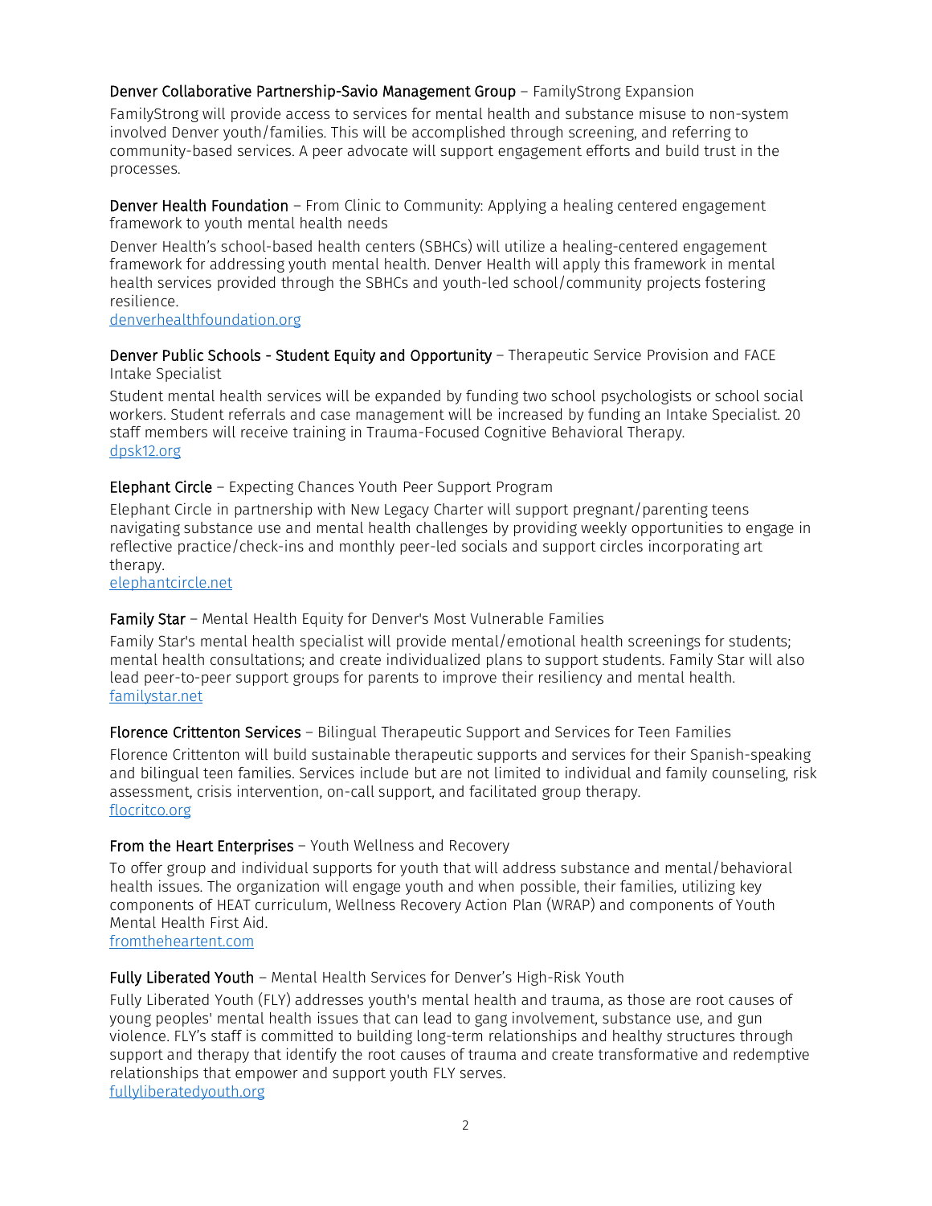**Denver Collaborative Partnership-Savio Management Group** – FamilyStrong Expansion

FamilyStrong will provide access to services for mental health and substance misuse to non-system involved Denver youth/families. This will be accomplished through screening, and referring to community-based services. A peer advocate will support engagement efforts and build trust in the processes.

**Denver Health Foundation** – From Clinic to Community: Applying a healing centered engagement framework to youth mental health needs

Denver Health's school-based health centers (SBHCs) will utilize a healing-centered engagement framework for addressing youth mental health. Denver Health will apply this framework in mental health services provided through the SBHCs and youth-led school/community projects fostering resilience.
denverhealthfoundation.org

**Denver Public Schools - Student Equity and Opportunity** – Therapeutic Service Provision and FACE Intake Specialist

Student mental health services will be expanded by funding two school psychologists or school social workers. Student referrals and case management will be increased by funding an Intake Specialist. 20 staff members will receive training in Trauma-Focused Cognitive Behavioral Therapy.
dpsk12.org

**Elephant Circle** – Expecting Chances Youth Peer Support Program

Elephant Circle in partnership with New Legacy Charter will support pregnant/parenting teens navigating substance use and mental health challenges by providing weekly opportunities to engage in reflective practice/check-ins and monthly peer-led socials and support circles incorporating art therapy.
elephantcircle.net

**Family Star** – Mental Health Equity for Denver's Most Vulnerable Families

Family Star's mental health specialist will provide mental/emotional health screenings for students; mental health consultations; and create individualized plans to support students. Family Star will also lead peer-to-peer support groups for parents to improve their resiliency and mental health.
familystar.net

**Florence Crittenton Services** – Bilingual Therapeutic Support and Services for Teen Families

Florence Crittenton will build sustainable therapeutic supports and services for their Spanish-speaking and bilingual teen families. Services include but are not limited to individual and family counseling, risk assessment, crisis intervention, on-call support, and facilitated group therapy.
flocritco.org

**From the Heart Enterprises** – Youth Wellness and Recovery

To offer group and individual supports for youth that will address substance and mental/behavioral health issues. The organization will engage youth and when possible, their families, utilizing key components of HEAT curriculum, Wellness Recovery Action Plan (WRAP) and components of Youth Mental Health First Aid.
fromtheheartent.com

**Fully Liberated Youth** – Mental Health Services for Denver's High-Risk Youth

Fully Liberated Youth (FLY) addresses youth's mental health and trauma, as those are root causes of young peoples' mental health issues that can lead to gang involvement, substance use, and gun violence. FLY's staff is committed to building long-term relationships and healthy structures through support and therapy that identify the root causes of trauma and create transformative and redemptive relationships that empower and support youth FLY serves.
fullyliberatedyouth.org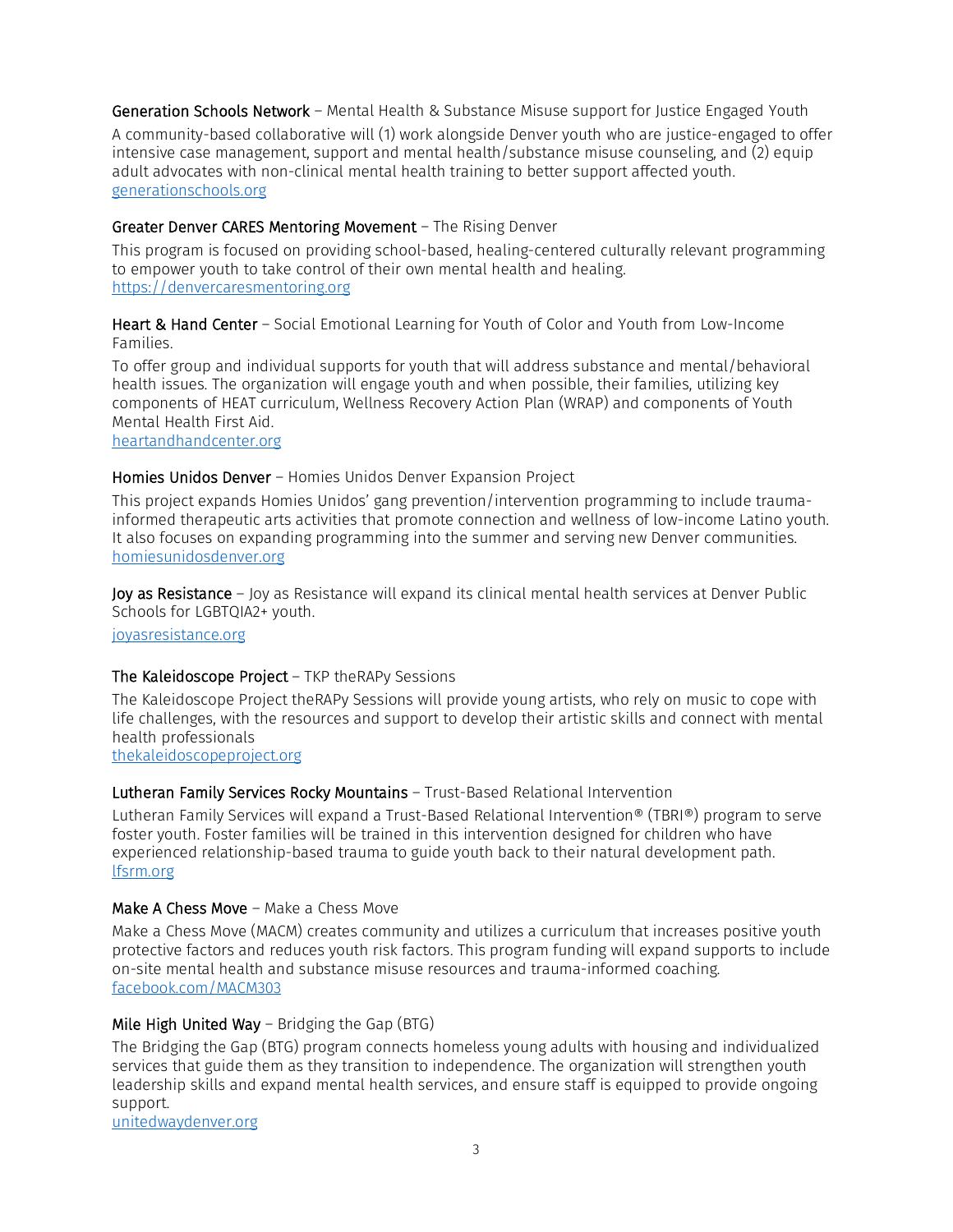**Generation Schools Network** – Mental Health & Substance Misuse support for Justice Engaged Youth

A community-based collaborative will (1) work alongside Denver youth who are justice-engaged to offer intensive case management, support and mental health/substance misuse counseling, and (2) equip adult advocates with non-clinical mental health training to better support affected youth.
generationschools.org

**Greater Denver CARES Mentoring Movement** – The Rising Denver

This program is focused on providing school-based, healing-centered culturally relevant programming to empower youth to take control of their own mental health and healing.
https://denvercaresmentoring.org

**Heart & Hand Center** – Social Emotional Learning for Youth of Color and Youth from Low-Income Families.

To offer group and individual supports for youth that will address substance and mental/behavioral health issues. The organization will engage youth and when possible, their families, utilizing key components of HEAT curriculum, Wellness Recovery Action Plan (WRAP) and components of Youth Mental Health First Aid.
heartandhandcenter.org

**Homies Unidos Denver** – Homies Unidos Denver Expansion Project

This project expands Homies Unidos' gang prevention/intervention programming to include trauma-informed therapeutic arts activities that promote connection and wellness of low-income Latino youth. It also focuses on expanding programming into the summer and serving new Denver communities.
homiesunidosdenver.org

**Joy as Resistance** – Joy as Resistance will expand its clinical mental health services at Denver Public Schools for LGBTQIA2+ youth.

joyasresistance.org

**The Kaleidoscope Project** – TKP theRAPy Sessions

The Kaleidoscope Project theRAPy Sessions will provide young artists, who rely on music to cope with life challenges, with the resources and support to develop their artistic skills and connect with mental health professionals
thekaleidoscopeproject.org

**Lutheran Family Services Rocky Mountains** – Trust-Based Relational Intervention

Lutheran Family Services will expand a Trust-Based Relational Intervention® (TBRI®) program to serve foster youth. Foster families will be trained in this intervention designed for children who have experienced relationship-based trauma to guide youth back to their natural development path.
lfsrm.org

**Make A Chess Move** – Make a Chess Move

Make a Chess Move (MACM) creates community and utilizes a curriculum that increases positive youth protective factors and reduces youth risk factors. This program funding will expand supports to include on-site mental health and substance misuse resources and trauma-informed coaching.
facebook.com/MACM303

**Mile High United Way** – Bridging the Gap (BTG)

The Bridging the Gap (BTG) program connects homeless young adults with housing and individualized services that guide them as they transition to independence. The organization will strengthen youth leadership skills and expand mental health services, and ensure staff is equipped to provide ongoing support.
unitedwaydenver.org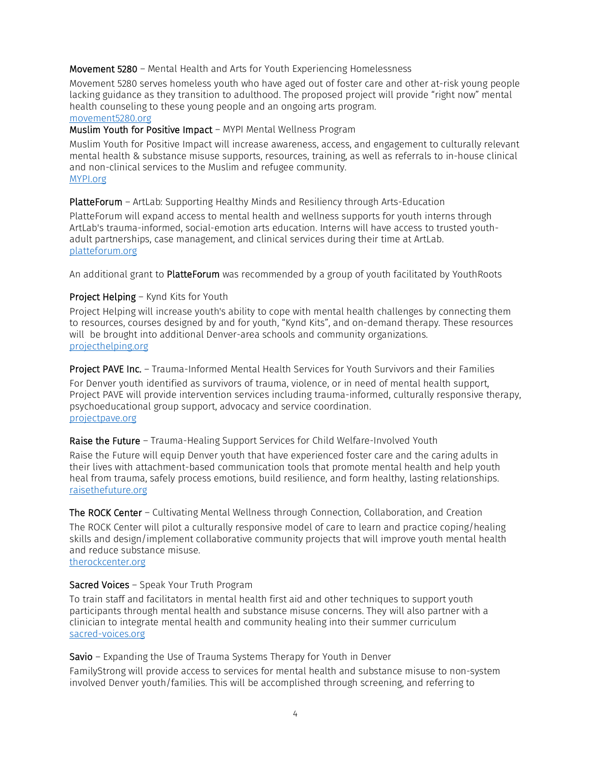**Movement 5280** – Mental Health and Arts for Youth Experiencing Homelessness

Movement 5280 serves homeless youth who have aged out of foster care and other at-risk young people lacking guidance as they transition to adulthood. The proposed project will provide "right now" mental health counseling to these young people and an ongoing arts program.
[movement5280.org](movement5280.org)

**Muslim Youth for Positive Impact** – MYPI Mental Wellness Program

Muslim Youth for Positive Impact will increase awareness, access, and engagement to culturally relevant mental health & substance misuse supports, resources, training, as well as referrals to in-house clinical and non-clinical services to the Muslim and refugee community.
[MYPI.org](MYPI.org)

**PlatteForum** – ArtLab: Supporting Healthy Minds and Resiliency through Arts-Education

PlatteForum will expand access to mental health and wellness supports for youth interns through ArtLab's trauma-informed, social-emotion arts education. Interns will have access to trusted youth-adult partnerships, case management, and clinical services during their time at ArtLab.
[platteforum.org](platteforum.org)

An additional grant to **PlatteForum** was recommended by a group of youth facilitated by YouthRoots

**Project Helping** – Kynd Kits for Youth

Project Helping will increase youth's ability to cope with mental health challenges by connecting them to resources, courses designed by and for youth, "Kynd Kits", and on-demand therapy. These resources will be brought into additional Denver-area schools and community organizations.
[projecthelping.org](projecthelping.org)

**Project PAVE Inc.** – Trauma-Informed Mental Health Services for Youth Survivors and their Families

For Denver youth identified as survivors of trauma, violence, or in need of mental health support, Project PAVE will provide intervention services including trauma-informed, culturally responsive therapy, psychoeducational group support, advocacy and service coordination.
[projectpave.org](projectpave.org)

**Raise the Future** – Trauma-Healing Support Services for Child Welfare-Involved Youth

Raise the Future will equip Denver youth that have experienced foster care and the caring adults in their lives with attachment-based communication tools that promote mental health and help youth heal from trauma, safely process emotions, build resilience, and form healthy, lasting relationships.
[raisethefuture.org](raisethefuture.org)

**The ROCK Center** – Cultivating Mental Wellness through Connection, Collaboration, and Creation

The ROCK Center will pilot a culturally responsive model of care to learn and practice coping/healing skills and design/implement collaborative community projects that will improve youth mental health and reduce substance misuse.
[therockcenter.org](therockcenter.org)

**Sacred Voices** – Speak Your Truth Program

To train staff and facilitators in mental health first aid and other techniques to support youth participants through mental health and substance misuse concerns. They will also partner with a clinician to integrate mental health and community healing into their summer curriculum
[sacred-voices.org](sacred-voices.org)

**Savio** – Expanding the Use of Trauma Systems Therapy for Youth in Denver

FamilyStrong will provide access to services for mental health and substance misuse to non-system involved Denver youth/families. This will be accomplished through screening, and referring to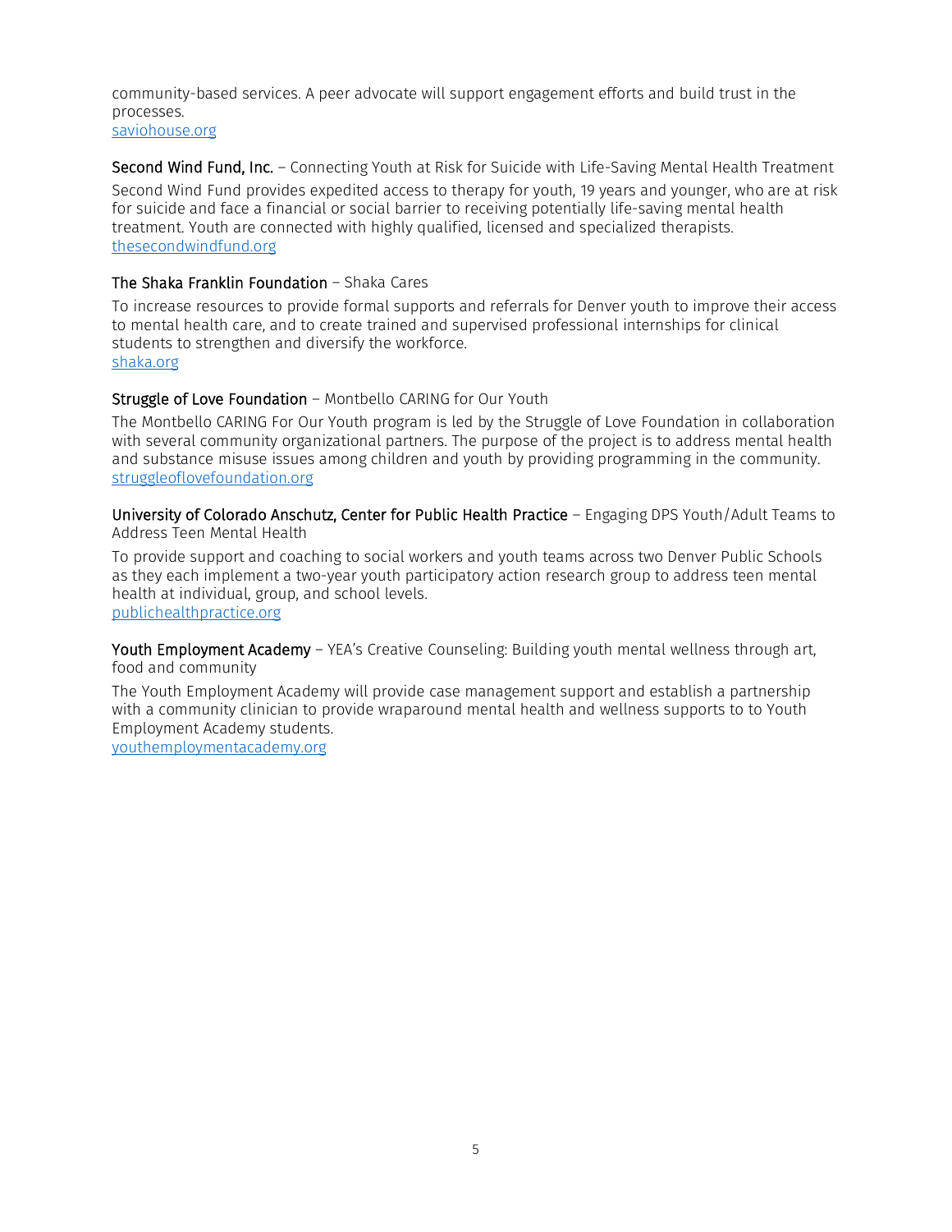community-based services. A peer advocate will support engagement efforts and build trust in the processes.
saviohouse.org

**Second Wind Fund, Inc.** – Connecting Youth at Risk for Suicide with Life-Saving Mental Health Treatment

Second Wind Fund provides expedited access to therapy for youth, 19 years and younger, who are at risk for suicide and face a financial or social barrier to receiving potentially life-saving mental health treatment. Youth are connected with highly qualified, licensed and specialized therapists.
thesecondwindfund.org

**The Shaka Franklin Foundation** – Shaka Cares

To increase resources to provide formal supports and referrals for Denver youth to improve their access to mental health care, and to create trained and supervised professional internships for clinical students to strengthen and diversify the workforce.
shaka.org

**Struggle of Love Foundation** – Montbello CARING for Our Youth

The Montbello CARING For Our Youth program is led by the Struggle of Love Foundation in collaboration with several community organizational partners. The purpose of the project is to address mental health and substance misuse issues among children and youth by providing programming in the community.
struggleoflovefoundation.org

**University of Colorado Anschutz, Center for Public Health Practice** – Engaging DPS Youth/Adult Teams to Address Teen Mental Health

To provide support and coaching to social workers and youth teams across two Denver Public Schools as they each implement a two-year youth participatory action research group to address teen mental health at individual, group, and school levels.
publichealthpractice.org

**Youth Employment Academy** – YEA's Creative Counseling: Building youth mental wellness through art, food and community

The Youth Employment Academy will provide case management support and establish a partnership with a community clinician to provide wraparound mental health and wellness supports to to Youth Employment Academy students.
youthemploymentacademy.org